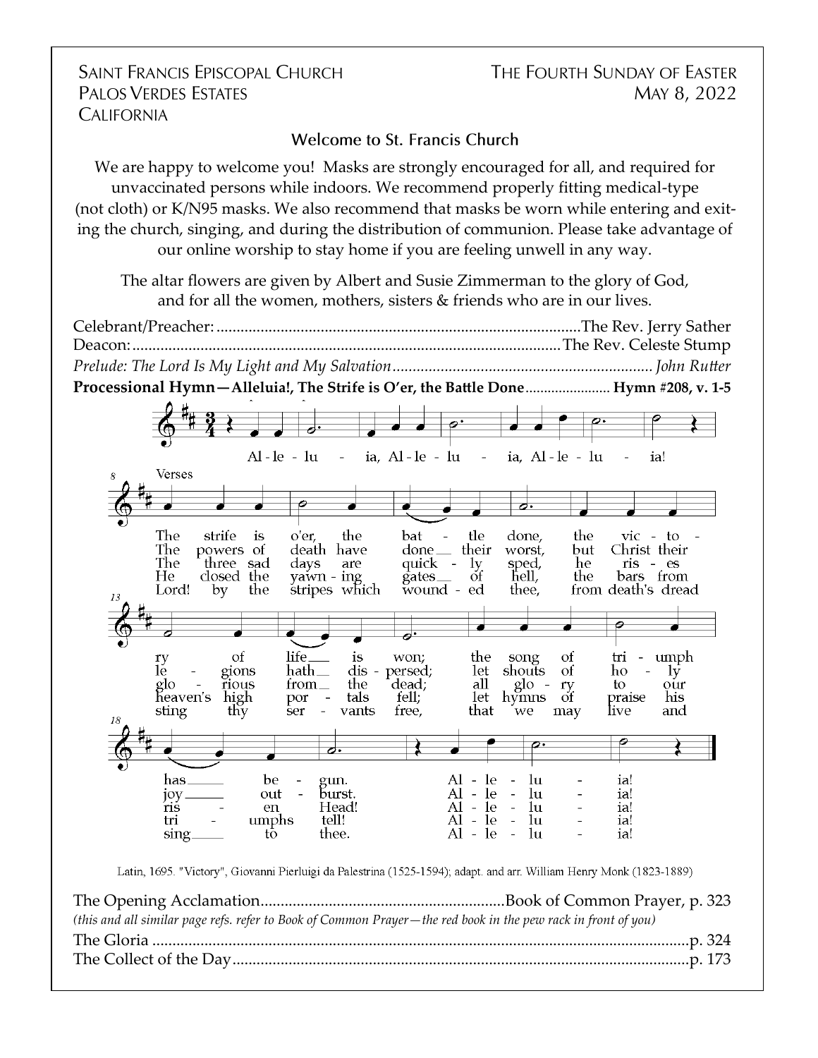SAINT FRANCIS EPISCOPAL CHURCH
PALOS VERDES ESTATES
CALIFORNIA

THE FOURTH SUNDAY OF EASTER
MAY 8, 2022

## Welcome to St. Francis Church

We are happy to welcome you! Masks are strongly encouraged for all, and required for unvaccinated persons while indoors. We recommend properly fitting medical-type (not cloth) or K/N95 masks. We also recommend that masks be worn while entering and exiting the church, singing, and during the distribution of communion. Please take advantage of our online worship to stay home if you are feeling unwell in any way.

The altar flowers are given by Albert and Susie Zimmerman to the glory of God, and for all the women, mothers, sisters & friends who are in our lives.

Celebrant/Preacher:............................................................................................The Rev. Jerry Sather
Deacon:..............................................................................................................The Rev. Celeste Stump
*Prelude: The Lord Is My Light and My Salvation........................................................................ John Rutter*
**Processional Hymn—Alleluia!, The Strife is O'er, the Battle Done........................ Hymn #208, v. 1-5**

Alleluia, Alleluia, Alleluia!

1. The strife is o'er, the battle done, the victory of life is won; the song of triumph has begun. Alleluia!
2. The powers of death have done their worst, but Christ their legions hath dispersed; let shouts of holy joy outburst. Alleluia!
3. The three sad days are quickly sped, he rises glorious from the dead; all glory to our risen Head! Alleluia!
4. He closed the yawning gates of hell, the bars from heaven's high portals fell; let hymns of praise his triumphs tell! Alleluia!
5. Lord! by the stripes which wounded thee, from death's dread sting thy servants free, that we may live and sing to thee. Alleluia!

Latin, 1695. "Victory", Giovanni Pierluigi da Palestrina (1525-1594); adapt. and arr. William Henry Monk (1823-1889)

The Opening Acclamation..............................................................Book of Common Prayer, p. 323
*(this and all similar page refs. refer to Book of Common Prayer—the red book in the pew rack in front of you)*
The Gloria .....................................................................................................................................p. 324
The Collect of the Day..................................................................................................................p. 173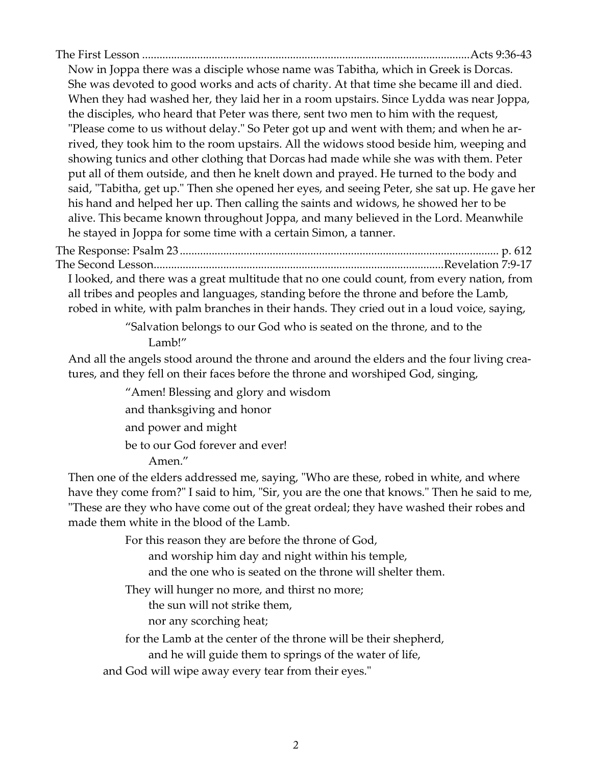The First Lesson ........................................................................................................... Acts 9:36-43

Now in Joppa there was a disciple whose name was Tabitha, which in Greek is Dorcas. She was devoted to good works and acts of charity. At that time she became ill and died. When they had washed her, they laid her in a room upstairs. Since Lydda was near Joppa, the disciples, who heard that Peter was there, sent two men to him with the request, "Please come to us without delay." So Peter got up and went with them; and when he arrived, they took him to the room upstairs. All the widows stood beside him, weeping and showing tunics and other clothing that Dorcas had made while she was with them. Peter put all of them outside, and then he knelt down and prayed. He turned to the body and said, "Tabitha, get up." Then she opened her eyes, and seeing Peter, she sat up. He gave her his hand and helped her up. Then calling the saints and widows, he showed her to be alive. This became known throughout Joppa, and many believed in the Lord. Meanwhile he stayed in Joppa for some time with a certain Simon, a tanner.

The Response: Psalm 23 ........................................................................................................... p. 612

The Second Lesson ........................................................................................................... Revelation 7:9-17

I looked, and there was a great multitude that no one could count, from every nation, from all tribes and peoples and languages, standing before the throne and before the Lamb, robed in white, with palm branches in their hands. They cried out in a loud voice, saying,

> "Salvation belongs to our God who is seated on the throne, and to the
> Lamb!"

And all the angels stood around the throne and around the elders and the four living creatures, and they fell on their faces before the throne and worshiped God, singing,

> "Amen! Blessing and glory and wisdom
> and thanksgiving and honor
> and power and might
> be to our God forever and ever!
> Amen."

Then one of the elders addressed me, saying, "Who are these, robed in white, and where have they come from?" I said to him, "Sir, you are the one that knows." Then he said to me, "These are they who have come out of the great ordeal; they have washed their robes and made them white in the blood of the Lamb.

> For this reason they are before the throne of God,
> and worship him day and night within his temple,
> and the one who is seated on the throne will shelter them.
> They will hunger no more, and thirst no more;
> the sun will not strike them,
> nor any scorching heat;
> for the Lamb at the center of the throne will be their shepherd,
> and he will guide them to springs of the water of life,
> and God will wipe away every tear from their eyes."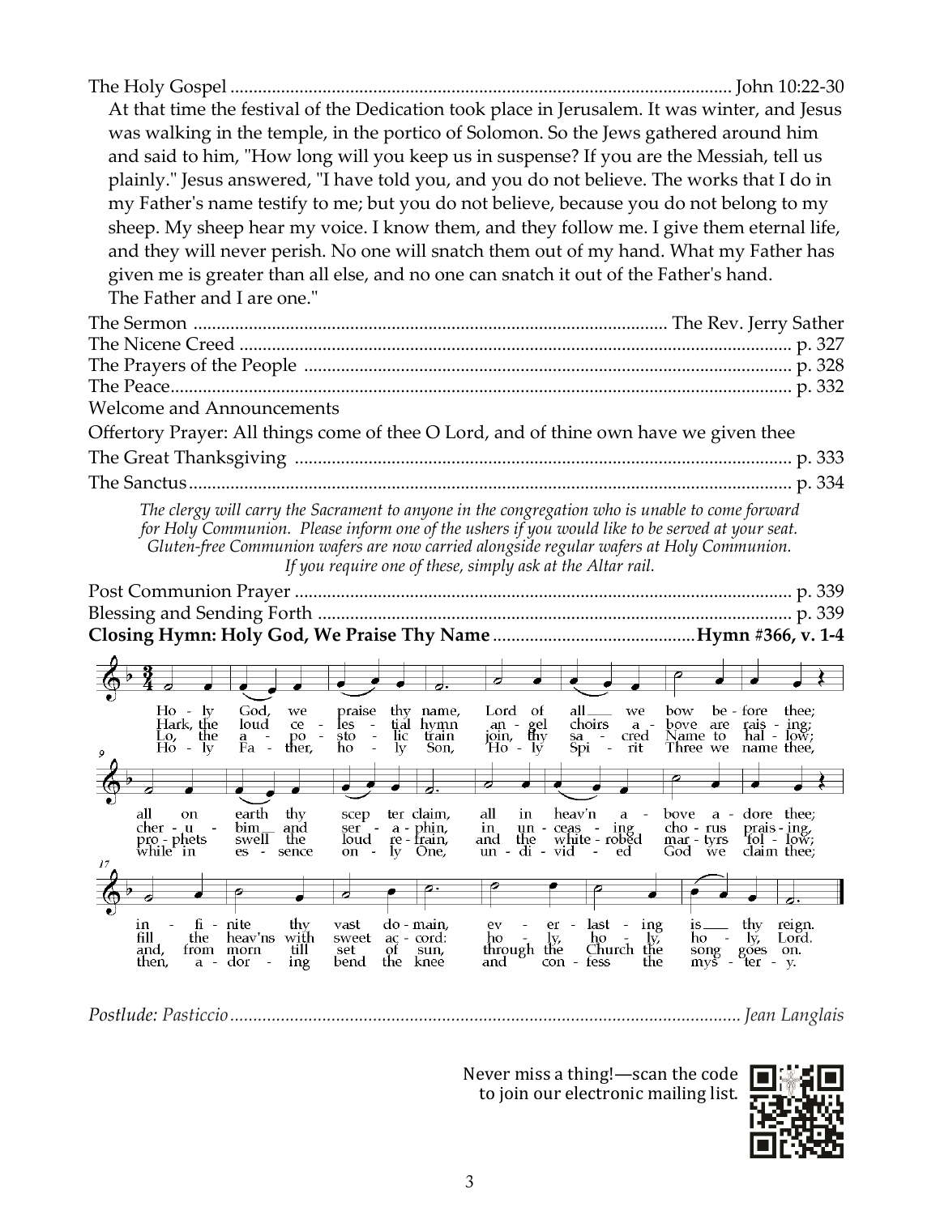The Holy Gospel ........................................................................................................... John 10:22-30

At that time the festival of the Dedication took place in Jerusalem. It was winter, and Jesus was walking in the temple, in the portico of Solomon. So the Jews gathered around him and said to him, "How long will you keep us in suspense? If you are the Messiah, tell us plainly." Jesus answered, "I have told you, and you do not believe. The works that I do in my Father's name testify to me; but you do not believe, because you do not belong to my sheep. My sheep hear my voice. I know them, and they follow me. I give them eternal life, and they will never perish. No one will snatch them out of my hand. What my Father has given me is greater than all else, and no one can snatch it out of the Father's hand. The Father and I are one."

The Sermon ..................................................................................................... The Rev. Jerry Sather

The Nicene Creed ....................................................................................................................... p. 327

The Prayers of the People ......................................................................................................... p. 328

The Peace..................................................................................................................................... p. 332

Welcome and Announcements

Offertory Prayer: All things come of thee O Lord, and of thine own have we given thee

The Great Thanksgiving ........................................................................................................... p. 333

The Sanctus.................................................................................................................................. p. 334

*The clergy will carry the Sacrament to anyone in the congregation who is unable to come forward for Holy Communion. Please inform one of the ushers if you would like to be served at your seat. Gluten-free Communion wafers are now carried alongside regular wafers at Holy Communion. If you require one of these, simply ask at the Altar rail.*

Post Communion Prayer ........................................................................................................... p. 339

Blessing and Sending Forth ...................................................................................................... p. 339

**Closing Hymn: Holy God, We Praise Thy Name ............................................Hymn #366, v. 1-4**

1. Holy God, we praise thy name, Lord of all we bow before thee; all on earth thy scepter claim, all in heav'n above adore thee; infinite thy vast domain, everlasting is thy reign.
2. Hark, the loud celestial hymn angel choirs above are raising; cherubim and seraphin, in unceasing chorus praising; fill the heav'ns with sweet accord: holy, holy, holy, Lord.
3. Lo, the apostolic train join, thy sacred Name to hallow; prophets swell the loud refrain, and the white-robed martyrs follow; and, from morn till set of sun, through the Church the song goes on.
4. Holy Father, holy Son, Holy Spirit, Three we name thee, while in essence only One, undivided God we claim thee; then, adoring bend the knee and confess the mystery.

*Postlude: Pasticcio.............................................................................................................. Jean Langlais*

Never miss a thing!—scan the code to join our electronic mailing list.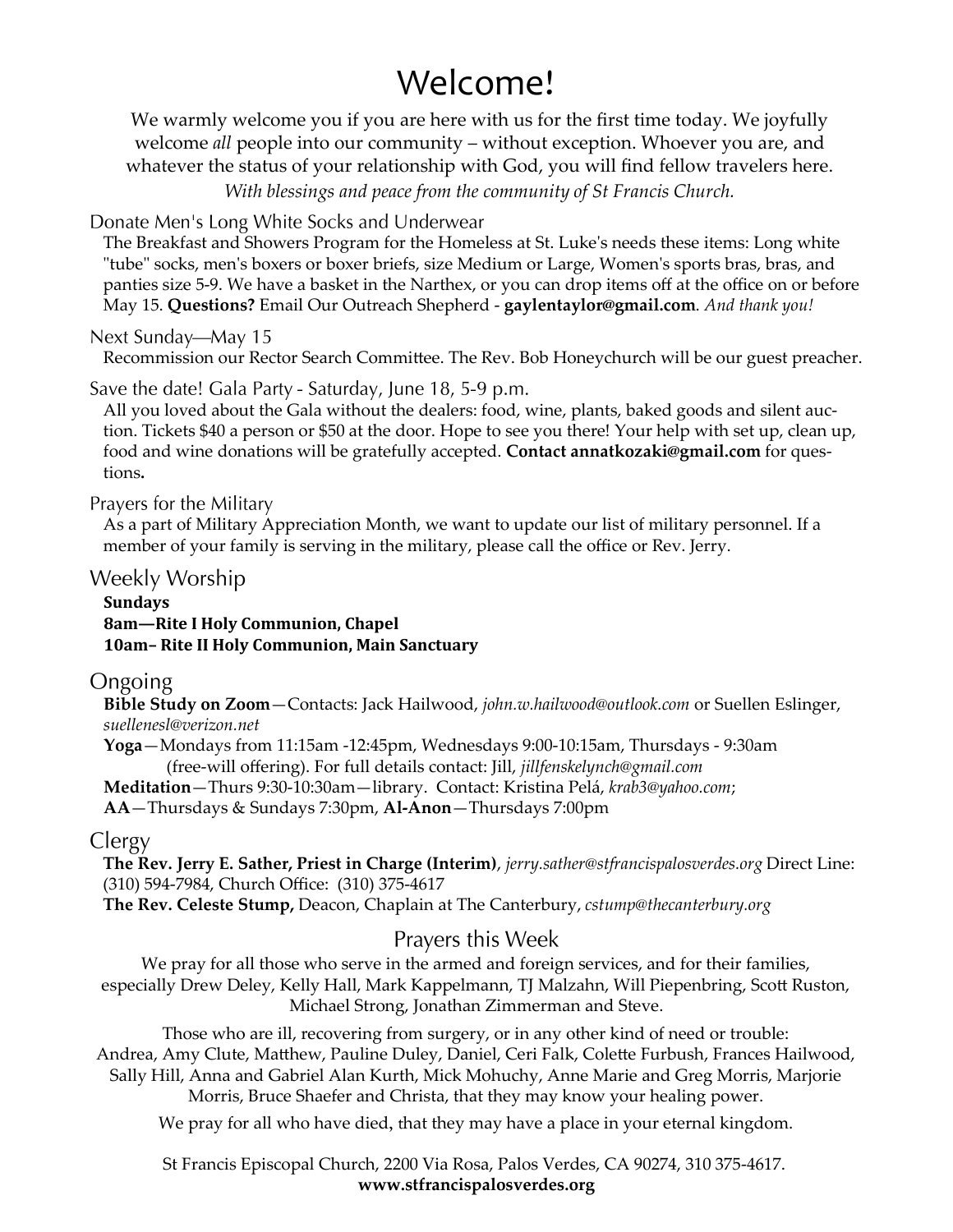# Welcome!

We warmly welcome you if you are here with us for the first time today. We joyfully welcome *all* people into our community – without exception. Whoever you are, and whatever the status of your relationship with God, you will find fellow travelers here.

*With blessings and peace from the community of St Francis Church.*

## Donate Men's Long White Socks and Underwear

The Breakfast and Showers Program for the Homeless at St. Luke's needs these items: Long white "tube" socks, men's boxers or boxer briefs, size Medium or Large, Women's sports bras, bras, and panties size 5-9. We have a basket in the Narthex, or you can drop items off at the office on or before May 15. **Questions?** Email Our Outreach Shepherd - **gaylentaylor@gmail.com**. *And thank you!*

## Next Sunday—May 15

Recommission our Rector Search Committee. The Rev. Bob Honeychurch will be our guest preacher.

## Save the date! Gala Party - Saturday, June 18, 5-9 p.m.

All you loved about the Gala without the dealers: food, wine, plants, baked goods and silent auction. Tickets $40 a person or $50 at the door. Hope to see you there! Your help with set up, clean up, food and wine donations will be gratefully accepted. **Contact annatkozaki@gmail.com** for questions**.**

## Prayers for the Military

As a part of Military Appreciation Month, we want to update our list of military personnel. If a member of your family is serving in the military, please call the office or Rev. Jerry.

## Weekly Worship

**Sundays**
**8am—Rite I Holy Communion, Chapel**
**10am– Rite II Holy Communion, Main Sanctuary**

## Ongoing

**Bible Study on Zoom**—Contacts: Jack Hailwood, *john.w.hailwood@outlook.com* or Suellen Eslinger, *suellenesl@verizon.net*

**Yoga**—Mondays from 11:15am -12:45pm, Wednesdays 9:00-10:15am, Thursdays - 9:30am (free-will offering). For full details contact: Jill, *jillfenskelynch@gmail.com*

**Meditation**—Thurs 9:30-10:30am—library. Contact: Kristina Pelá, *krab3@yahoo.com*;

**AA**—Thursdays & Sundays 7:30pm, **Al-Anon**—Thursdays 7:00pm

## Clergy

**The Rev. Jerry E. Sather, Priest in Charge (Interim)**, *jerry.sather@stfrancispalosverdes.org* Direct Line: (310) 594-7984, Church Office: (310) 375-4617

**The Rev. Celeste Stump,** Deacon, Chaplain at The Canterbury, *cstump@thecanterbury.org*

## Prayers this Week

We pray for all those who serve in the armed and foreign services, and for their families, especially Drew Deley, Kelly Hall, Mark Kappelmann, TJ Malzahn, Will Piepenbring, Scott Ruston, Michael Strong, Jonathan Zimmerman and Steve.

Those who are ill, recovering from surgery, or in any other kind of need or trouble: Andrea, Amy Clute, Matthew, Pauline Duley, Daniel, Ceri Falk, Colette Furbush, Frances Hailwood, Sally Hill, Anna and Gabriel Alan Kurth, Mick Mohuchy, Anne Marie and Greg Morris, Marjorie Morris, Bruce Shaefer and Christa, that they may know your healing power.

We pray for all who have died, that they may have a place in your eternal kingdom.

St Francis Episcopal Church, 2200 Via Rosa, Palos Verdes, CA 90274, 310 375-4617.
**www.stfrancispalosverdes.org**